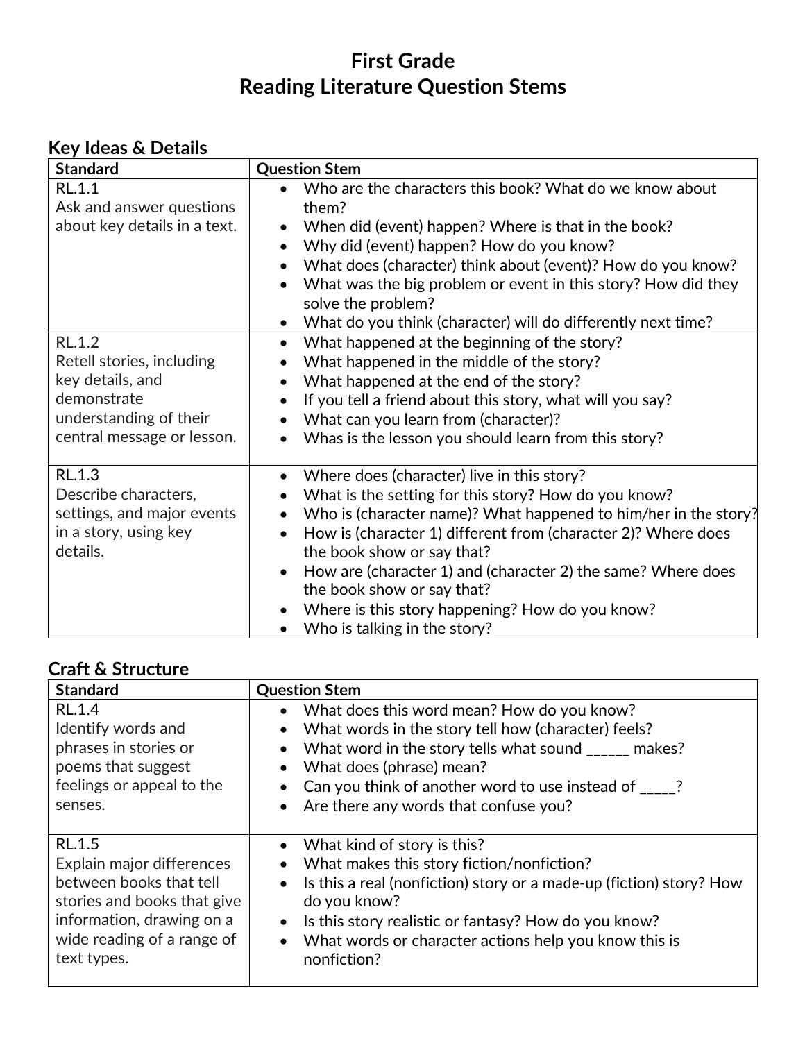# First Grade
# Reading Literature Question Stems

## Key Ideas & Details

| Standard | Question Stem |
|---|---|
| RL.1.1<br>Ask and answer questions about key details in a text. | • Who are the characters this book? What do we know about them?<br>• When did (event) happen? Where is that in the book?<br>• Why did (event) happen? How do you know?<br>• What does (character) think about (event)? How do you know?<br>• What was the big problem or event in this story? How did they solve the problem?<br>• What do you think (character) will do differently next time? |
| RL.1.2<br>Retell stories, including key details, and demonstrate understanding of their central message or lesson. | • What happened at the beginning of the story?<br>• What happened in the middle of the story?<br>• What happened at the end of the story?<br>• If you tell a friend about this story, what will you say?<br>• What can you learn from (character)?<br>• Whas is the lesson you should learn from this story? |
| RL.1.3<br>Describe characters, settings, and major events in a story, using key details. | • Where does (character) live in this story?<br>• What is the setting for this story? How do you know?<br>• Who is (character name)? What happened to him/her in the story?<br>• How is (character 1) different from (character 2)? Where does the book show or say that?<br>• How are (character 1) and (character 2) the same? Where does the book show or say that?<br>• Where is this story happening? How do you know?<br>• Who is talking in the story? |

## Craft & Structure

| Standard | Question Stem |
|---|---|
| RL.1.4<br>Identify words and phrases in stories or poems that suggest feelings or appeal to the senses. | • What does this word mean? How do you know?<br>• What words in the story tell how (character) feels?<br>• What word in the story tells what sound ______ makes?<br>• What does (phrase) mean?<br>• Can you think of another word to use instead of _____?<br>• Are there any words that confuse you? |
| RL.1.5<br>Explain major differences between books that tell stories and books that give information, drawing on a wide reading of a range of text types. | • What kind of story is this?<br>• What makes this story fiction/nonfiction?<br>• Is this a real (nonfiction) story or a made-up (fiction) story? How do you know?<br>• Is this story realistic or fantasy? How do you know?<br>• What words or character actions help you know this is nonfiction? |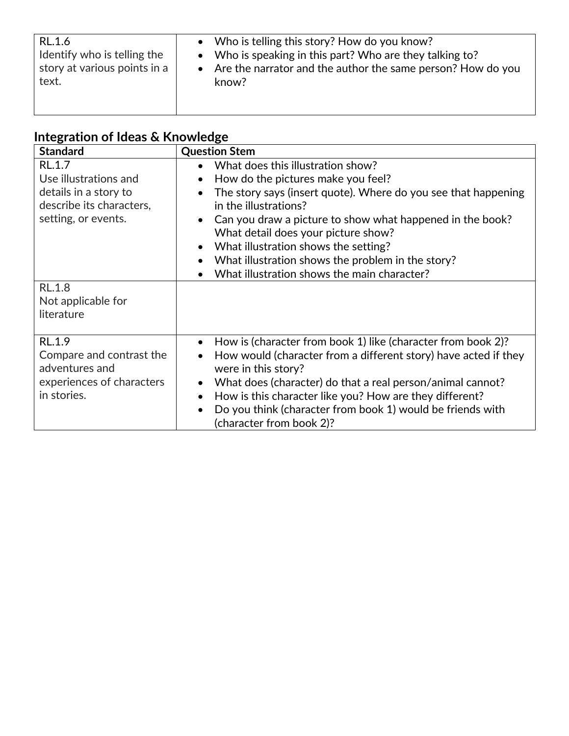| | |
|---|---|
| RL.1.6<br>Identify who is telling the story at various points in a text. | • Who is telling this story? How do you know?<br>• Who is speaking in this part? Who are they talking to?<br>• Are the narrator and the author the same person? How do you know? |

## Integration of Ideas & Knowledge

| Standard | Question Stem |
|---|---|
| RL.1.7<br>Use illustrations and details in a story to describe its characters, setting, or events. | • What does this illustration show?<br>• How do the pictures make you feel?<br>• The story says (insert quote). Where do you see that happening in the illustrations?<br>• Can you draw a picture to show what happened in the book? What detail does your picture show?<br>• What illustration shows the setting?<br>• What illustration shows the problem in the story?<br>• What illustration shows the main character? |
| RL.1.8<br>Not applicable for literature | |
| RL.1.9<br>Compare and contrast the adventures and experiences of characters in stories. | • How is (character from book 1) like (character from book 2)?<br>• How would (character from a different story) have acted if they were in this story?<br>• What does (character) do that a real person/animal cannot?<br>• How is this character like you? How are they different?<br>• Do you think (character from book 1) would be friends with (character from book 2)? |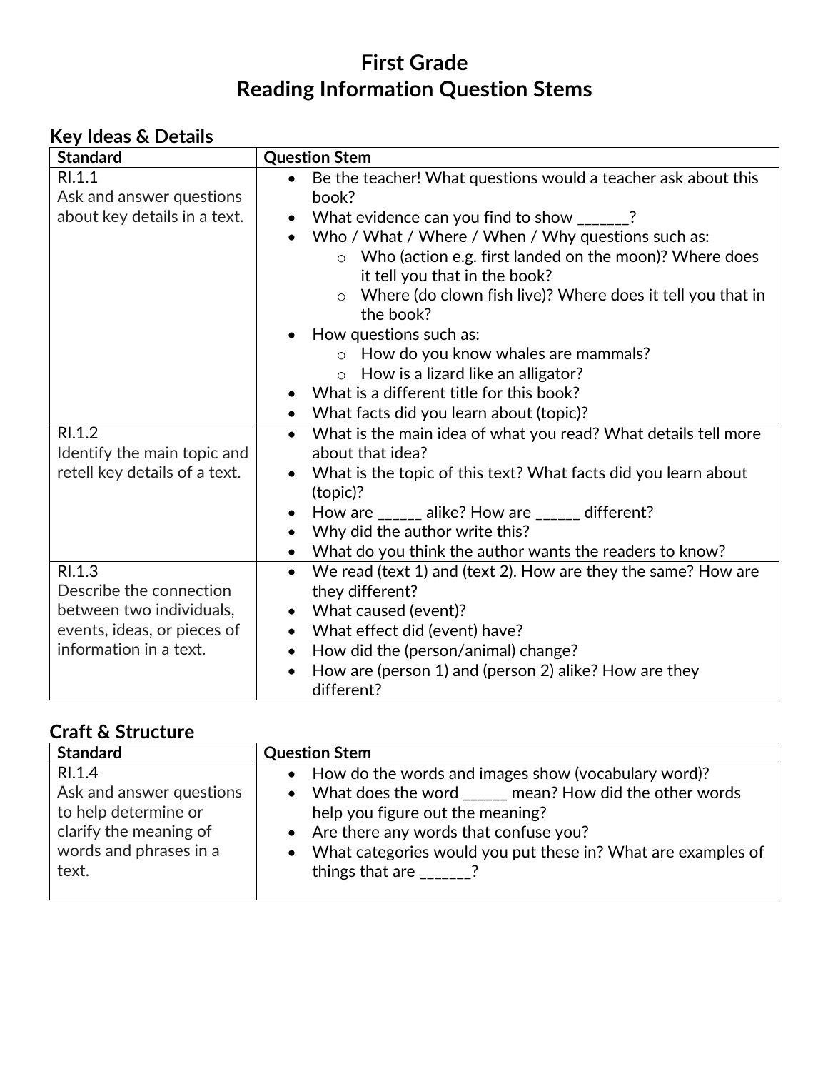# First Grade
# Reading Information Question Stems

## Key Ideas & Details

| Standard | Question Stem |
|---|---|
| RI.1.1<br>Ask and answer questions about key details in a text. | • Be the teacher! What questions would a teacher ask about this book?<br>• What evidence can you find to show _______?<br>• Who / What / Where / When / Why questions such as:<br>  ○ Who (action e.g. first landed on the moon)? Where does it tell you that in the book?<br>  ○ Where (do clown fish live)? Where does it tell you that in the book?<br>• How questions such as:<br>  ○ How do you know whales are mammals?<br>  ○ How is a lizard like an alligator?<br>• What is a different title for this book?<br>• What facts did you learn about (topic)? |
| RI.1.2<br>Identify the main topic and retell key details of a text. | • What is the main idea of what you read? What details tell more about that idea?<br>• What is the topic of this text? What facts did you learn about (topic)?<br>• How are ______ alike? How are ______ different?<br>• Why did the author write this?<br>• What do you think the author wants the readers to know? |
| RI.1.3<br>Describe the connection between two individuals, events, ideas, or pieces of information in a text. | • We read (text 1) and (text 2). How are they the same? How are they different?<br>• What caused (event)?<br>• What effect did (event) have?<br>• How did the (person/animal) change?<br>• How are (person 1) and (person 2) alike? How are they different? |

## Craft & Structure

| Standard | Question Stem |
|---|---|
| RI.1.4<br>Ask and answer questions to help determine or clarify the meaning of words and phrases in a text. | • How do the words and images show (vocabulary word)?<br>• What does the word ______ mean? How did the other words help you figure out the meaning?<br>• Are there any words that confuse you?<br>• What categories would you put these in? What are examples of things that are _______? |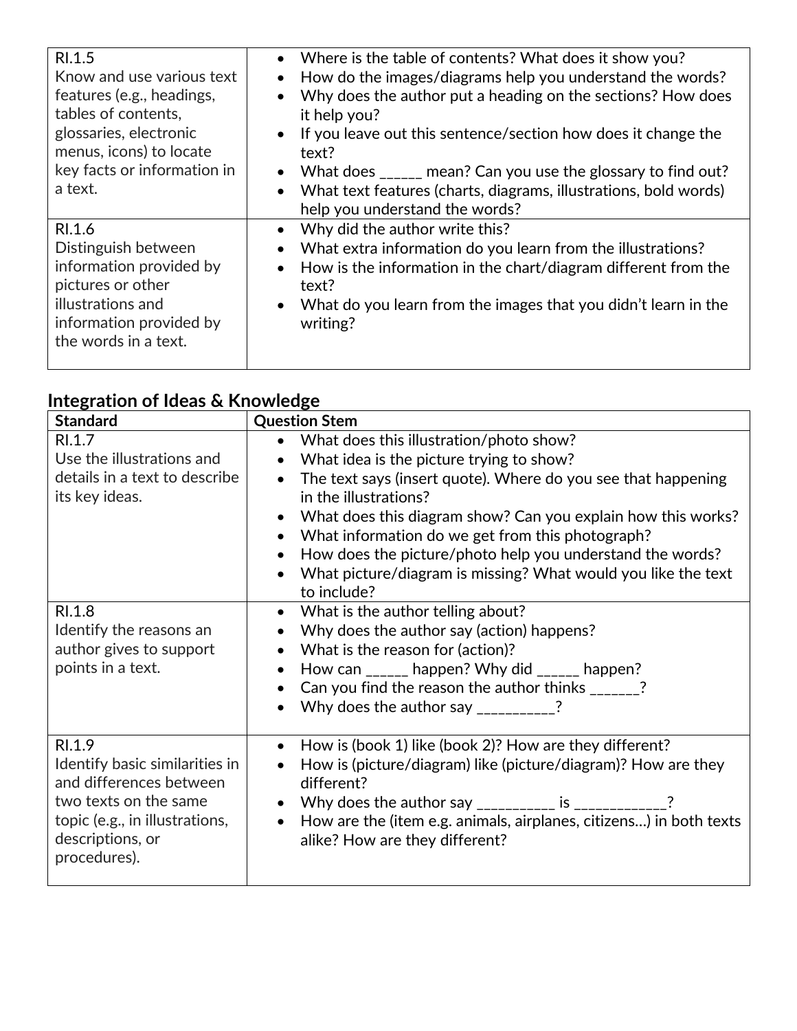| | |
|---|---|
| RI.1.5<br>Know and use various text features (e.g., headings, tables of contents, glossaries, electronic menus, icons) to locate key facts or information in a text. | • Where is the table of contents? What does it show you?<br>• How do the images/diagrams help you understand the words?<br>• Why does the author put a heading on the sections? How does it help you?<br>• If you leave out this sentence/section how does it change the text?<br>• What does ______ mean? Can you use the glossary to find out?<br>• What text features (charts, diagrams, illustrations, bold words) help you understand the words? |
| RI.1.6<br>Distinguish between information provided by pictures or other illustrations and information provided by the words in a text. | • Why did the author write this?<br>• What extra information do you learn from the illustrations?<br>• How is the information in the chart/diagram different from the text?<br>• What do you learn from the images that you didn't learn in the writing? |

## Integration of Ideas & Knowledge

| Standard | Question Stem |
|---|---|
| RI.1.7<br>Use the illustrations and details in a text to describe its key ideas. | • What does this illustration/photo show?<br>• What idea is the picture trying to show?<br>• The text says (insert quote). Where do you see that happening in the illustrations?<br>• What does this diagram show? Can you explain how this works?<br>• What information do we get from this photograph?<br>• How does the picture/photo help you understand the words?<br>• What picture/diagram is missing? What would you like the text to include? |
| RI.1.8<br>Identify the reasons an author gives to support points in a text. | • What is the author telling about?<br>• Why does the author say (action) happens?<br>• What is the reason for (action)?<br>• How can ______ happen? Why did ______ happen?<br>• Can you find the reason the author thinks _______?<br>• Why does the author say __________? |
| RI.1.9<br>Identify basic similarities in and differences between two texts on the same topic (e.g., in illustrations, descriptions, or procedures). | • How is (book 1) like (book 2)? How are they different?<br>• How is (picture/diagram) like (picture/diagram)? How are they different?<br>• Why does the author say __________ is ____________?<br>• How are the (item e.g. animals, airplanes, citizens…) in both texts alike? How are they different? |